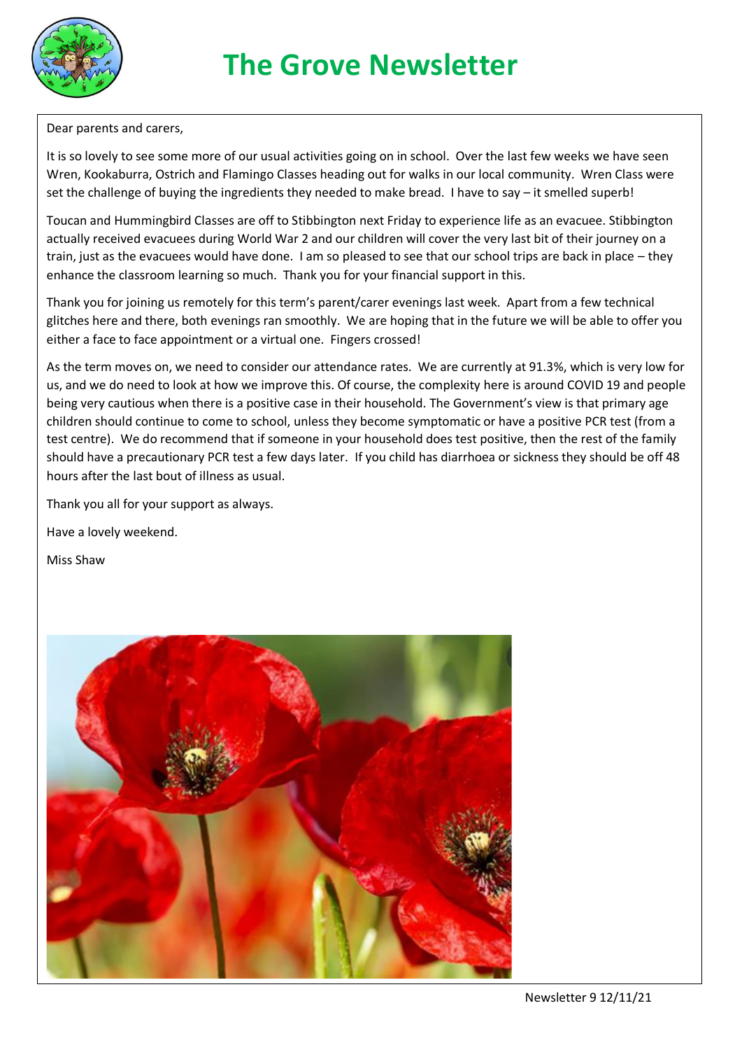# The Grove Newsletter

Dear parents and carers,

It is so lovely to see some more of our usual activities going on in school. Over the last few weeks we have seen Wren, Kookaburra, Ostrich and Flamingo Classes heading out for walks in our local community. Wren Class were set the challenge of buying the ingredients they needed to make bread. I have to say – it smelled superb!

Toucan and Hummingbird Classes are off to Stibbington next Friday to experience life as an evacuee. Stibbington actually received evacuees during World War 2 and our children will cover the very last bit of their journey on a train, just as the evacuees would have done. I am so pleased to see that our school trips are back in place – they enhance the classroom learning so much. Thank you for your financial support in this.

Thank you for joining us remotely for this term's parent/carer evenings last week. Apart from a few technical glitches here and there, both evenings ran smoothly. We are hoping that in the future we will be able to offer you either a face to face appointment or a virtual one. Fingers crossed!

As the term moves on, we need to consider our attendance rates. We are currently at 91.3%, which is very low for us, and we do need to look at how we improve this. Of course, the complexity here is around COVID 19 and people being very cautious when there is a positive case in their household. The Government's view is that primary age children should continue to come to school, unless they become symptomatic or have a positive PCR test (from a test centre). We do recommend that if someone in your household does test positive, then the rest of the family should have a precautionary PCR test a few days later. If you child has diarrhoea or sickness they should be off 48 hours after the last bout of illness as usual.

Thank you all for your support as always.

Have a lovely weekend.

Miss Shaw

Newsletter 9 12/11/21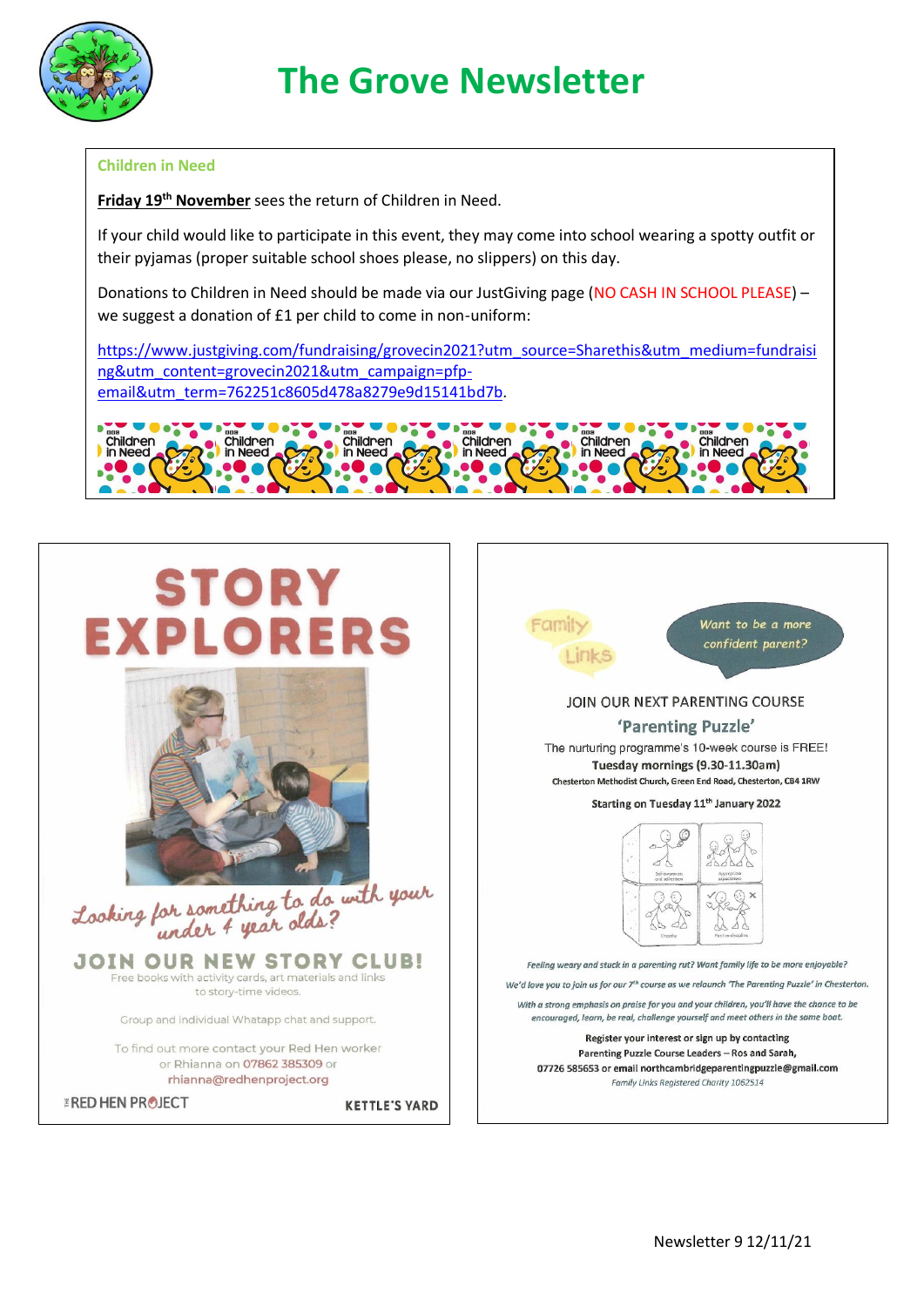# The Grove Newsletter

### Children in Need

**Friday 19th November** sees the return of Children in Need.

If your child would like to participate in this event, they may come into school wearing a spotty outfit or their pyjamas (proper suitable school shoes please, no slippers) on this day.

Donations to Children in Need should be made via our JustGiving page (NO CASH IN SCHOOL PLEASE) – we suggest a donation of £1 per child to come in non-uniform:

https://www.justgiving.com/fundraising/grovecin2021?utm_source=Sharethis&utm_medium=fundraising&utm_content=grovecin2021&utm_campaign=pfp-email&utm_term=762251c8605d478a8279e9d15141bd7b.

## STORY EXPLORERS

*Looking for something to do with your under 4 year olds?*

**JOIN OUR NEW STORY CLUB!**

Free books with activity cards, art materials and links to story-time videos.

Group and individual Whatapp chat and support.

To find out more contact your Red Hen worker or Rhianna on 07862 385309 or rhianna@redhenproject.org

THE RED HEN PROJECT

KETTLE'S YARD

## Family Links

*Want to be a more confident parent?*

JOIN OUR NEXT PARENTING COURSE

**'Parenting Puzzle'**

The nurturing programme's 10-week course is FREE!

**Tuesday mornings (9.30-11.30am)**

Chesterton Methodist Church, Green End Road, Chesterton, CB4 1RW

**Starting on Tuesday 11th January 2022**

*Feeling weary and stuck in a parenting rut? Want family life to be more enjoyable?*

*We'd love you to join us for our 7th course as we relaunch 'The Parenting Puzzle' in Chesterton.*

*With a strong emphasis on praise for you and your children, you'll have the chance to be encouraged, learn, be real, challenge yourself and meet others in the same boat.*

Register your interest or sign up by contacting
Parenting Puzzle Course Leaders – Ros and Sarah,
07726 585653 or email northcambridgeparentingpuzzle@gmail.com

*Family Links Registered Charity 1062514*

Newsletter 9 12/11/21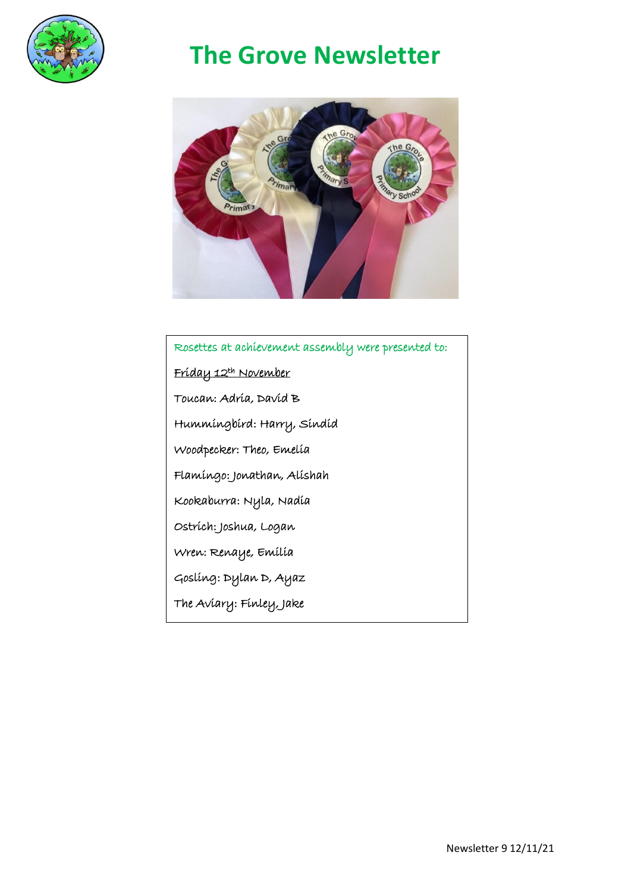# The Grove Newsletter

Rosettes at achievement assembly were presented to:

<u>Friday 12th November</u>

Toucan: Adria, David B

Hummingbird: Harry, Sindid

Woodpecker: Theo, Emelia

Flamingo: Jonathan, Alishah

Kookaburra: Nyla, Nadia

Ostrich: Joshua, Logan

Wren: Renaye, Emilia

Gosling: Dylan D, Ayaz

The Aviary: Finley, Jake

Newsletter 9 12/11/21